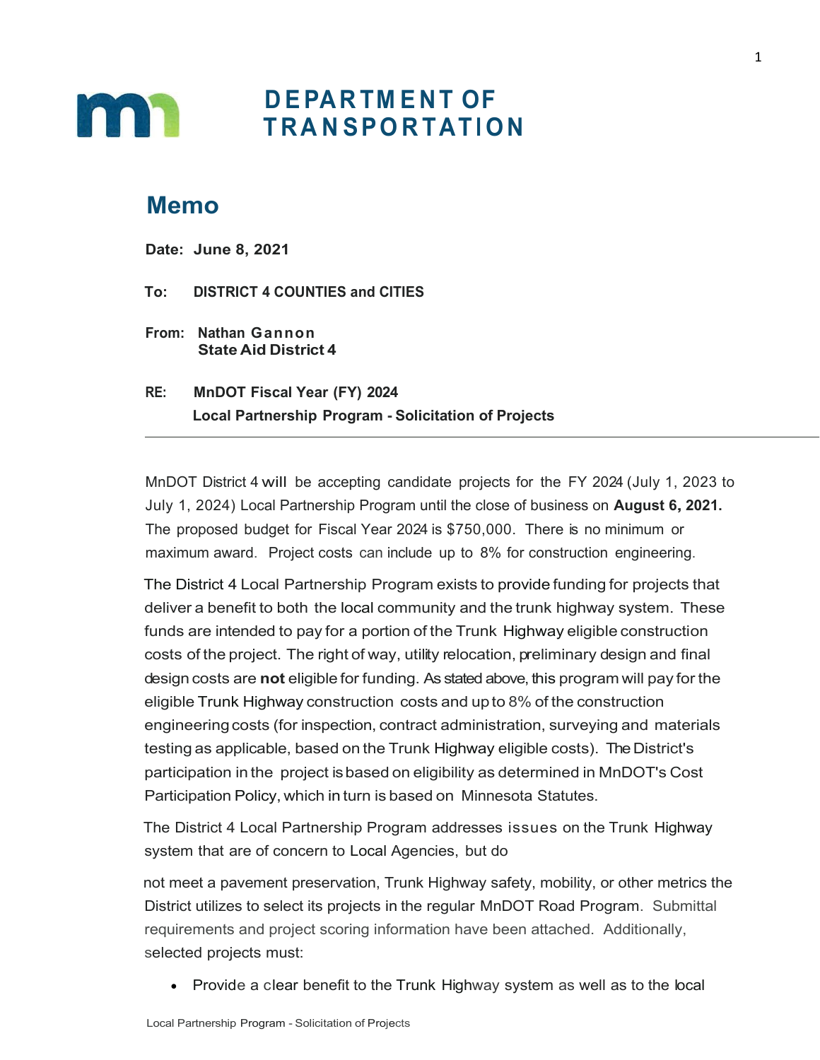# DEPARTMENT OF TRANSPORTATION

## Memo

**Date: June 8, 2021**

**To: DISTRICT 4 COUNTIES and CITIES**

**From: Nathan Gannon**
**State Aid District 4**

**RE: MnDOT Fiscal Year (FY) 2024**
**Local Partnership Program - Solicitation of Projects**

---

MnDOT District 4 will be accepting candidate projects for the FY 2024 (July 1, 2023 to July 1, 2024) Local Partnership Program until the close of business on **August 6, 2021.** The proposed budget for Fiscal Year 2024 is $750,000. There is no minimum or maximum award. Project costs can include up to 8% for construction engineering.

The District 4 Local Partnership Program exists to provide funding for projects that deliver a benefit to both the local community and the trunk highway system. These funds are intended to pay for a portion of the Trunk Highway eligible construction costs of the project. The right of way, utility relocation, preliminary design and final design costs are **not** eligible for funding. As stated above, this program will pay for the eligible Trunk Highway construction costs and up to 8% of the construction engineering costs (for inspection, contract administration, surveying and materials testing as applicable, based on the Trunk Highway eligible costs). The District's participation in the project is based on eligibility as determined in MnDOT's Cost Participation Policy, which in turn is based on Minnesota Statutes.

The District 4 Local Partnership Program addresses issues on the Trunk Highway system that are of concern to Local Agencies, but do not meet a pavement preservation, Trunk Highway safety, mobility, or other metrics the District utilizes to select its projects in the regular MnDOT Road Program. Submittal requirements and project scoring information have been attached. Additionally, selected projects must:

- Provide a clear benefit to the Trunk Highway system as well as to the local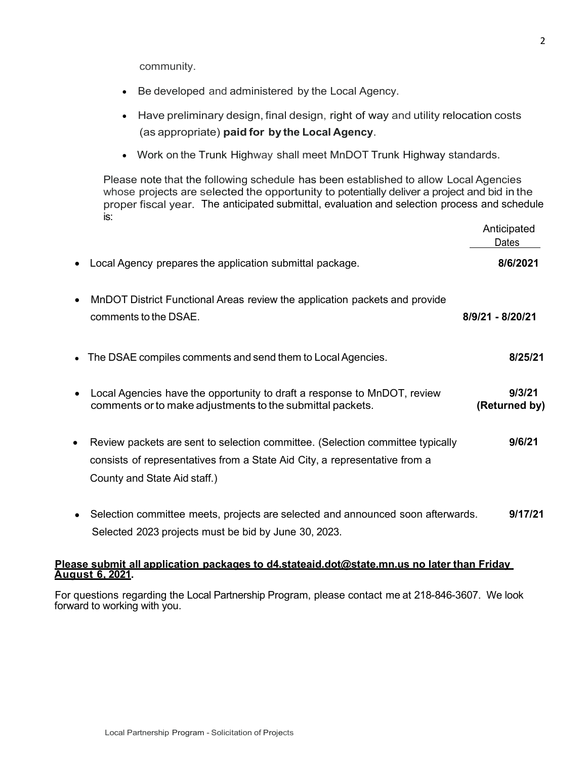community.

- Be developed and administered by the Local Agency.
- Have preliminary design, final design, right of way and utility relocation costs (as appropriate) **paid for by the Local Agency**.
- Work on the Trunk Highway shall meet MnDOT Trunk Highway standards.

Please note that the following schedule has been established to allow Local Agencies whose projects are selected the opportunity to potentially deliver a project and bid in the proper fiscal year. The anticipated submittal, evaluation and selection process and schedule is:

| | Anticipated Dates |
|---|---|
| • Local Agency prepares the application submittal package. | **8/6/2021** |
| • MnDOT District Functional Areas review the application packets and provide comments to the DSAE. | **8/9/21 - 8/20/21** |
| • The DSAE compiles comments and send them to Local Agencies. | **8/25/21** |
| • Local Agencies have the opportunity to draft a response to MnDOT, review comments or to make adjustments to the submittal packets. | **9/3/21 (Returned by)** |
| • Review packets are sent to selection committee. (Selection committee typically consists of representatives from a State Aid City, a representative from a County and State Aid staff.) | **9/6/21** |
| • Selection committee meets, projects are selected and announced soon afterwards. Selected 2023 projects must be bid by June 30, 2023. | **9/17/21** |

**Please submit all application packages to d4.stateaid.dot@state.mn.us no later than Friday August 6, 2021.**

For questions regarding the Local Partnership Program, please contact me at 218-846-3607. We look forward to working with you.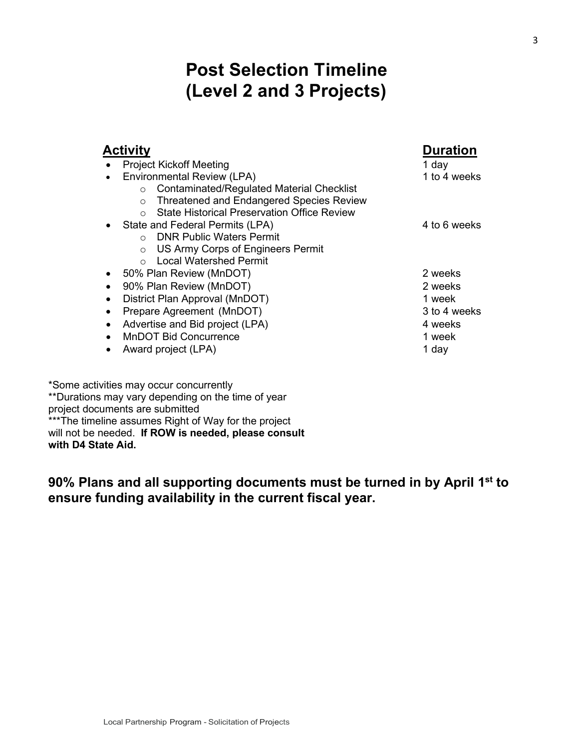# Post Selection Timeline
# (Level 2 and 3 Projects)

| **Activity** | **Duration** |
|---|---|
| • Project Kickoff Meeting | 1 day |
| • Environmental Review (LPA)<br>  ○ Contaminated/Regulated Material Checklist<br>  ○ Threatened and Endangered Species Review<br>  ○ State Historical Preservation Office Review | 1 to 4 weeks |
| • State and Federal Permits (LPA)<br>  ○ DNR Public Waters Permit<br>  ○ US Army Corps of Engineers Permit<br>  ○ Local Watershed Permit | 4 to 6 weeks |
| • 50% Plan Review (MnDOT) | 2 weeks |
| • 90% Plan Review (MnDOT) | 2 weeks |
| • District Plan Approval (MnDOT) | 1 week |
| • Prepare Agreement (MnDOT) | 3 to 4 weeks |
| • Advertise and Bid project (LPA) | 4 weeks |
| • MnDOT Bid Concurrence | 1 week |
| • Award project (LPA) | 1 day |

*Some activities may occur concurrently
**Durations may vary depending on the time of year project documents are submitted
***The timeline assumes Right of Way for the project will not be needed. **If ROW is needed, please consult with D4 State Aid.**

**90% Plans and all supporting documents must be turned in by April 1st to ensure funding availability in the current fiscal year.**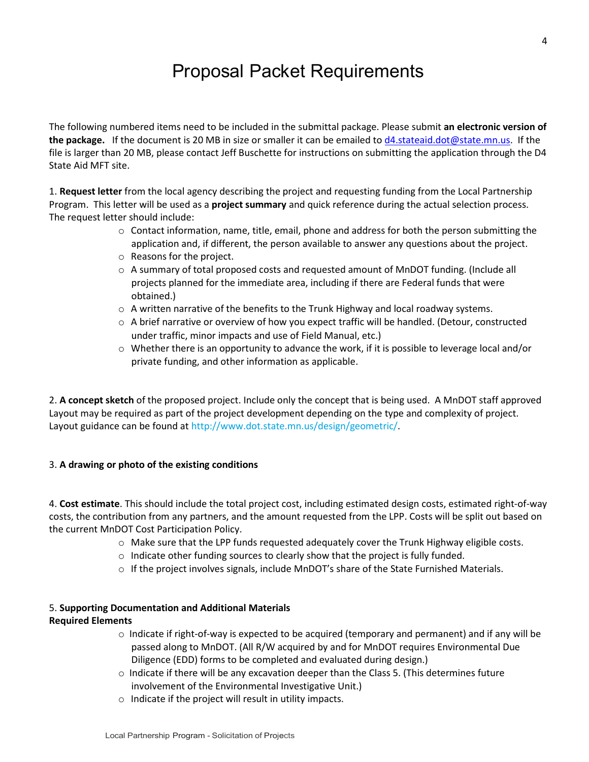// Proposal Packet Requirements

The following numbered items need to be included in the submittal package. Please submit **an electronic version of the package.** If the document is 20 MB in size or smaller it can be emailed to d4.stateaid.dot@state.mn.us. If the file is larger than 20 MB, please contact Jeff Buschette for instructions on submitting the application through the D4 State Aid MFT site.

1. **Request letter** from the local agency describing the project and requesting funding from the Local Partnership Program. This letter will be used as a **project summary** and quick reference during the actual selection process. The request letter should include:
   - Contact information, name, title, email, phone and address for both the person submitting the application and, if different, the person available to answer any questions about the project.
   - Reasons for the project.
   - A summary of total proposed costs and requested amount of MnDOT funding. (Include all projects planned for the immediate area, including if there are Federal funds that were obtained.)
   - A written narrative of the benefits to the Trunk Highway and local roadway systems.
   - A brief narrative or overview of how you expect traffic will be handled. (Detour, constructed under traffic, minor impacts and use of Field Manual, etc.)
   - Whether there is an opportunity to advance the work, if it is possible to leverage local and/or private funding, and other information as applicable.

2. **A concept sketch** of the proposed project. Include only the concept that is being used. A MnDOT staff approved Layout may be required as part of the project development depending on the type and complexity of project. Layout guidance can be found at http://www.dot.state.mn.us/design/geometric/.

3. **A drawing or photo of the existing conditions**

4. **Cost estimate**. This should include the total project cost, including estimated design costs, estimated right-of-way costs, the contribution from any partners, and the amount requested from the LPP. Costs will be split out based on the current MnDOT Cost Participation Policy.
   - Make sure that the LPP funds requested adequately cover the Trunk Highway eligible costs.
   - Indicate other funding sources to clearly show that the project is fully funded.
   - If the project involves signals, include MnDOT's share of the State Furnished Materials.

5. **Supporting Documentation and Additional Materials**
**Required Elements**
   - Indicate if right-of-way is expected to be acquired (temporary and permanent) and if any will be passed along to MnDOT. (All R/W acquired by and for MnDOT requires Environmental Due Diligence (EDD) forms to be completed and evaluated during design.)
   - Indicate if there will be any excavation deeper than the Class 5. (This determines future involvement of the Environmental Investigative Unit.)
   - Indicate if the project will result in utility impacts.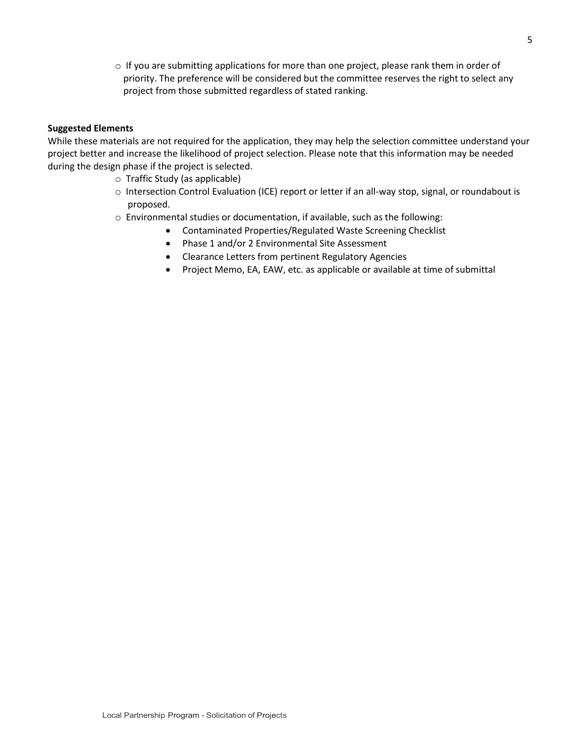- If you are submitting applications for more than one project, please rank them in order of priority. The preference will be considered but the committee reserves the right to select any project from those submitted regardless of stated ranking.

**Suggested Elements**

While these materials are not required for the application, they may help the selection committee understand your project better and increase the likelihood of project selection. Please note that this information may be needed during the design phase if the project is selected.

- Traffic Study (as applicable)
- Intersection Control Evaluation (ICE) report or letter if an all-way stop, signal, or roundabout is proposed.
- Environmental studies or documentation, if available, such as the following:
    - Contaminated Properties/Regulated Waste Screening Checklist
    - Phase 1 and/or 2 Environmental Site Assessment
    - Clearance Letters from pertinent Regulatory Agencies
    - Project Memo, EA, EAW, etc. as applicable or available at time of submittal